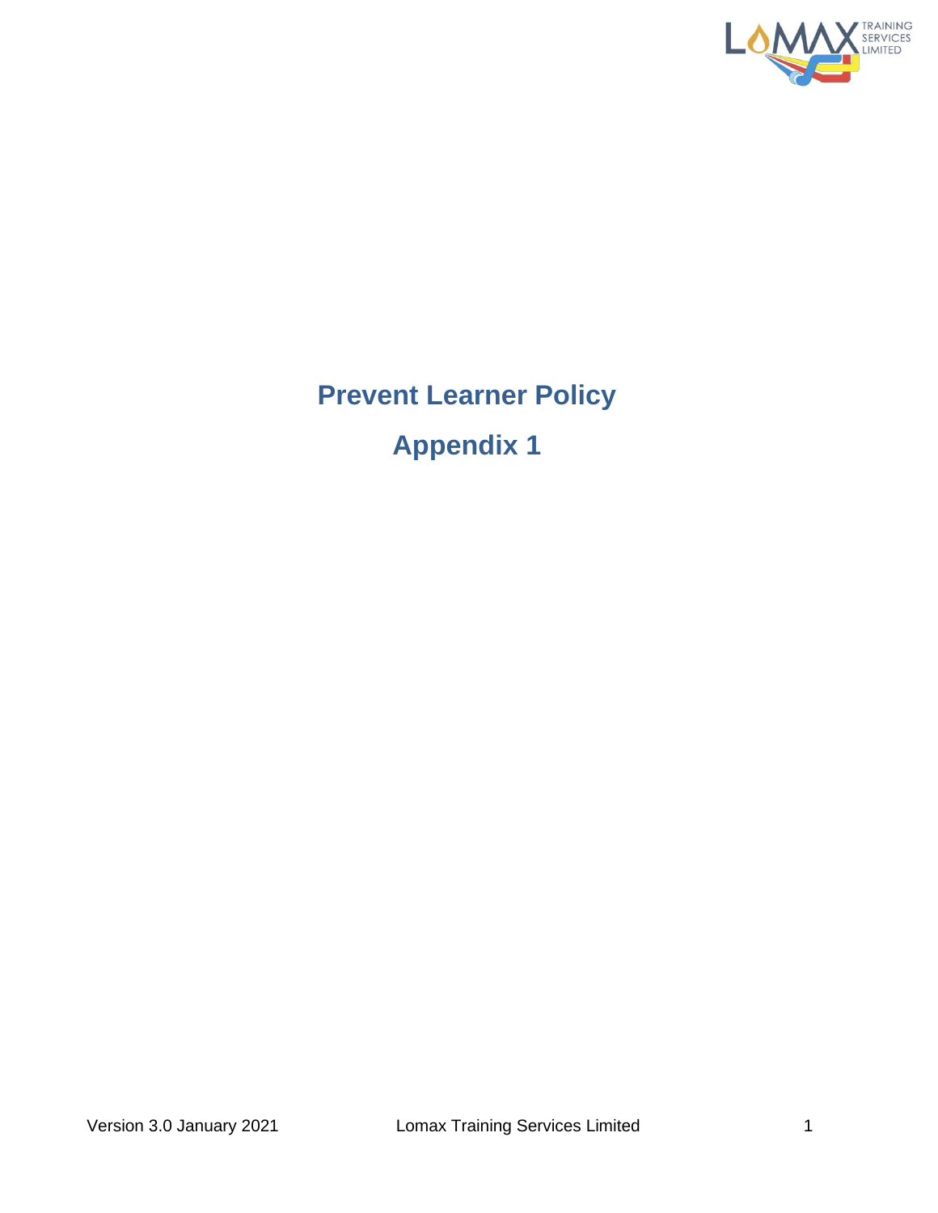# Prevent Learner Policy

## Appendix 1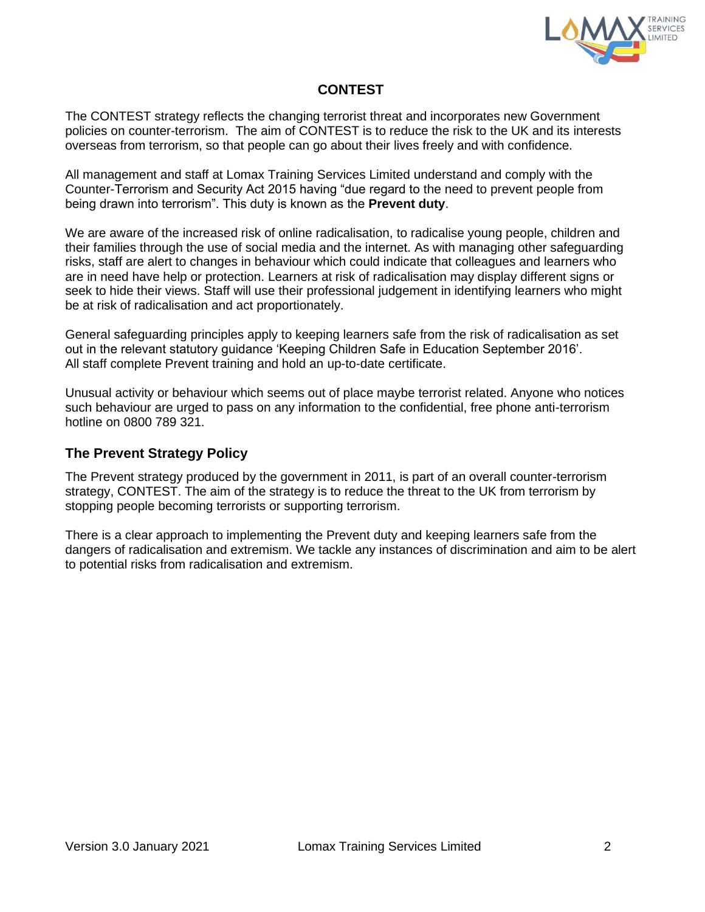## CONTEST

The CONTEST strategy reflects the changing terrorist threat and incorporates new Government policies on counter-terrorism. The aim of CONTEST is to reduce the risk to the UK and its interests overseas from terrorism, so that people can go about their lives freely and with confidence.

All management and staff at Lomax Training Services Limited understand and comply with the Counter-Terrorism and Security Act 2015 having "due regard to the need to prevent people from being drawn into terrorism". This duty is known as the **Prevent duty**.

We are aware of the increased risk of online radicalisation, to radicalise young people, children and their families through the use of social media and the internet. As with managing other safeguarding risks, staff are alert to changes in behaviour which could indicate that colleagues and learners who are in need have help or protection. Learners at risk of radicalisation may display different signs or seek to hide their views. Staff will use their professional judgement in identifying learners who might be at risk of radicalisation and act proportionately.

General safeguarding principles apply to keeping learners safe from the risk of radicalisation as set out in the relevant statutory guidance 'Keeping Children Safe in Education September 2016'. All staff complete Prevent training and hold an up-to-date certificate.

Unusual activity or behaviour which seems out of place maybe terrorist related. Anyone who notices such behaviour are urged to pass on any information to the confidential, free phone anti-terrorism hotline on 0800 789 321.

### The Prevent Strategy Policy

The Prevent strategy produced by the government in 2011, is part of an overall counter-terrorism strategy, CONTEST. The aim of the strategy is to reduce the threat to the UK from terrorism by stopping people becoming terrorists or supporting terrorism.

There is a clear approach to implementing the Prevent duty and keeping learners safe from the dangers of radicalisation and extremism. We tackle any instances of discrimination and aim to be alert to potential risks from radicalisation and extremism.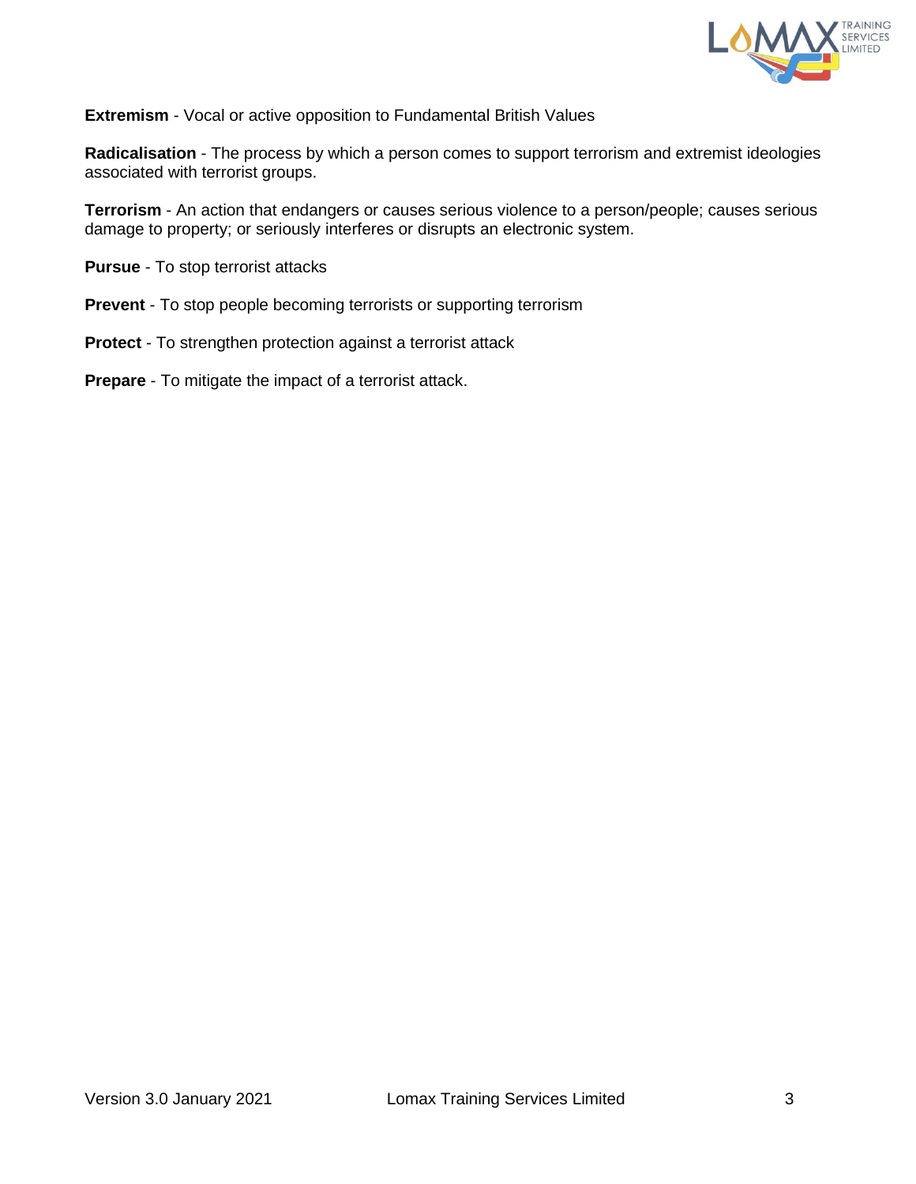**Extremism** - Vocal or active opposition to Fundamental British Values

**Radicalisation** - The process by which a person comes to support terrorism and extremist ideologies associated with terrorist groups.

**Terrorism** - An action that endangers or causes serious violence to a person/people; causes serious damage to property; or seriously interferes or disrupts an electronic system.

**Pursue** - To stop terrorist attacks

**Prevent** - To stop people becoming terrorists or supporting terrorism

**Protect** - To strengthen protection against a terrorist attack

**Prepare** - To mitigate the impact of a terrorist attack.